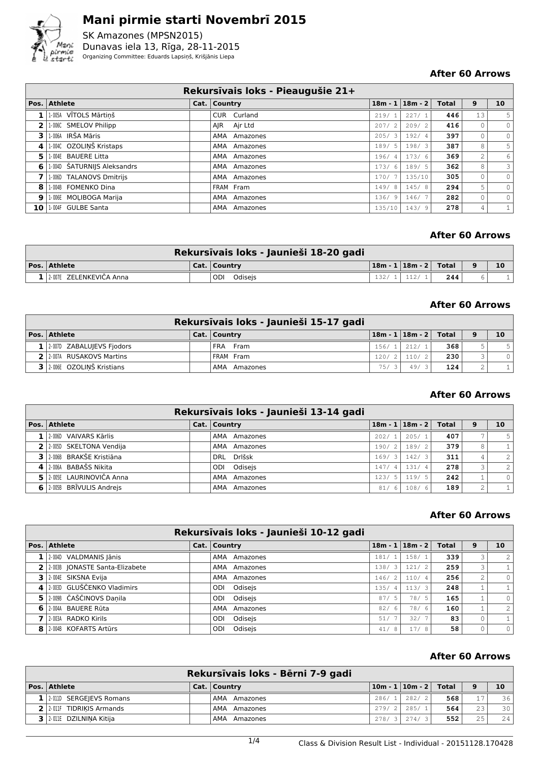# Mani pirmie starti Novembrī 2015

SK Amazones (MPSN2015)
Dunavas iela 13, Rīga, 28-11-2015
Organizing Committee: Eduards Lapsiņš, Krišjānis Liepa

**After 60 Arrows**

| Rekursīvais loks - Pieaugušie 21+ | | | | | | | | |
|---|---|---|---|---|---|---|---|---|
| **Pos.** | **Athlete** | **Cat.** | **Country** | **18m - 1** | **18m - 2** | **Total** | **9** | **10** |
| 1 | 1-005A VĪTOLS Mārtiņš | | CUR Curland | 219/ 1 | 227/ 1 | 446 | 13 | 5 |
| 2 | 1-006C SMELOV Philipp | | AJR Ajr Ltd | 207/ 2 | 209/ 2 | 416 | 0 | 0 |
| 3 | 1-006A IRŠA Māris | | AMA Amazones | 205/ 3 | 192/ 4 | 397 | 0 | 0 |
| 4 | 1-004C OZOLIŅŠ Kristaps | | AMA Amazones | 189/ 5 | 198/ 3 | 387 | 8 | 5 |
| 5 | 1-004E BAUERE Litta | | AMA Amazones | 196/ 4 | 173/ 6 | 369 | 2 | 6 |
| 6 | 1-004D ŠATURNIJS Aleksandrs | | AMA Amazones | 173/ 6 | 189/ 5 | 362 | 8 | 3 |
| 7 | 1-006D TALANOVS Dmitrijs | | AMA Amazones | 170/ 7 | 135/10 | 305 | 0 | 0 |
| 8 | 1-004B FOMENKO Dina | | FRAM Fram | 149/ 8 | 145/ 8 | 294 | 5 | 0 |
| 9 | 1-006E MOĻIBOGA Marija | | AMA Amazones | 136/ 9 | 146/ 7 | 282 | 0 | 0 |
| 10 | 1-004F GULBE Santa | | AMA Amazones | 135/10 | 143/ 9 | 278 | 4 | 1 |

**After 60 Arrows**

| Rekursīvais loks - Jaunieši 18-20 gadi | | | | | | | | |
|---|---|---|---|---|---|---|---|---|
| **Pos.** | **Athlete** | **Cat.** | **Country** | **18m - 1** | **18m - 2** | **Total** | **9** | **10** |
| 1 | 2-007E ZELENKEVIČA Anna | | ODI Odisejs | 132/ 1 | 112/ 1 | 244 | 6 | 1 |

**After 60 Arrows**

| Rekursīvais loks - Jaunieši 15-17 gadi | | | | | | | | |
|---|---|---|---|---|---|---|---|---|
| **Pos.** | **Athlete** | **Cat.** | **Country** | **18m - 1** | **18m - 2** | **Total** | **9** | **10** |
| 1 | 2-007D ZABALUJEVS Fjodors | | FRA Fram | 156/ 1 | 212/ 1 | 368 | 5 | 5 |
| 2 | 2-007A RUSAKOVS Martins | | FRAM Fram | 120/ 2 | 110/ 2 | 230 | 3 | 0 |
| 3 | 2-006E OZOLIŅŠ Kristians | | AMA Amazones | 75/ 3 | 49/ 3 | 124 | 2 | 1 |

**After 60 Arrows**

| Rekursīvais loks - Jaunieši 13-14 gadi | | | | | | | | |
|---|---|---|---|---|---|---|---|---|
| **Pos.** | **Athlete** | **Cat.** | **Country** | **18m - 1** | **18m - 2** | **Total** | **9** | **10** |
| 1 | 2-006D VAIVARS Kārlis | | AMA Amazones | 202/ 1 | 205/ 1 | 407 | 7 | 5 |
| 2 | 2-005D SKELTONA Vendija | | AMA Amazones | 190/ 2 | 189/ 2 | 379 | 8 | 1 |
| 3 | 2-006B BRAKŠE Kristiāna | | DRL Drlšsk | 169/ 3 | 142/ 3 | 311 | 4 | 2 |
| 4 | 2-006A BABAŠS Nikita | | ODI Odisejs | 147/ 4 | 131/ 4 | 278 | 3 | 2 |
| 5 | 2-005E LAURINOVIČA Anna | | AMA Amazones | 123/ 5 | 119/ 5 | 242 | 1 | 0 |
| 6 | 2-005B BRĪVULIS Andrejs | | AMA Amazones | 81/ 6 | 108/ 6 | 189 | 2 | 1 |

**After 60 Arrows**

| Rekursīvais loks - Jaunieši 10-12 gadi | | | | | | | | |
|---|---|---|---|---|---|---|---|---|
| **Pos.** | **Athlete** | **Cat.** | **Country** | **18m - 1** | **18m - 2** | **Total** | **9** | **10** |
| 1 | 2-004D VALDMANIS Jānis | | AMA Amazones | 181/ 1 | 158/ 1 | 339 | 3 | 2 |
| 2 | 2-003B JONASTE Santa-Elizabete | | AMA Amazones | 138/ 3 | 121/ 2 | 259 | 3 | 1 |
| 3 | 2-004E SIKSNA Evija | | AMA Amazones | 146/ 2 | 110/ 4 | 256 | 2 | 0 |
| 4 | 2-003D GLUŠČENKO Vladimirs | | ODI Odisejs | 135/ 4 | 113/ 3 | 248 | 1 | 1 |
| 5 | 2-009B ČAŠČINOVS Daņila | | ODI Odisejs | 87/ 5 | 78/ 5 | 165 | 1 | 0 |
| 6 | 2-004A BAUERE Rūta | | AMA Amazones | 82/ 6 | 78/ 6 | 160 | 1 | 2 |
| 7 | 2-003A RADKO Kirils | | ODI Odisejs | 51/ 7 | 32/ 7 | 83 | 0 | 1 |
| 8 | 2-004B KOFARTS Artūrs | | ODI Odisejs | 41/ 8 | 17/ 8 | 58 | 0 | 0 |

**After 60 Arrows**

| Rekursīvais loks - Bērni 7-9 gadi | | | | | | | | |
|---|---|---|---|---|---|---|---|---|
| **Pos.** | **Athlete** | **Cat.** | **Country** | **10m - 1** | **10m - 2** | **Total** | **9** | **10** |
| 1 | 2-011D SERGEJEVS Romans | | AMA Amazones | 286/ 1 | 282/ 2 | 568 | 17 | 36 |
| 2 | 2-011F TIDRIĶIS Armands | | AMA Amazones | 279/ 2 | 285/ 1 | 564 | 23 | 30 |
| 3 | 2-011E DZILNIŅA Kitija | | AMA Amazones | 278/ 3 | 274/ 3 | 552 | 25 | 24 |

Class & Division Result List - Individual - 20151128.170428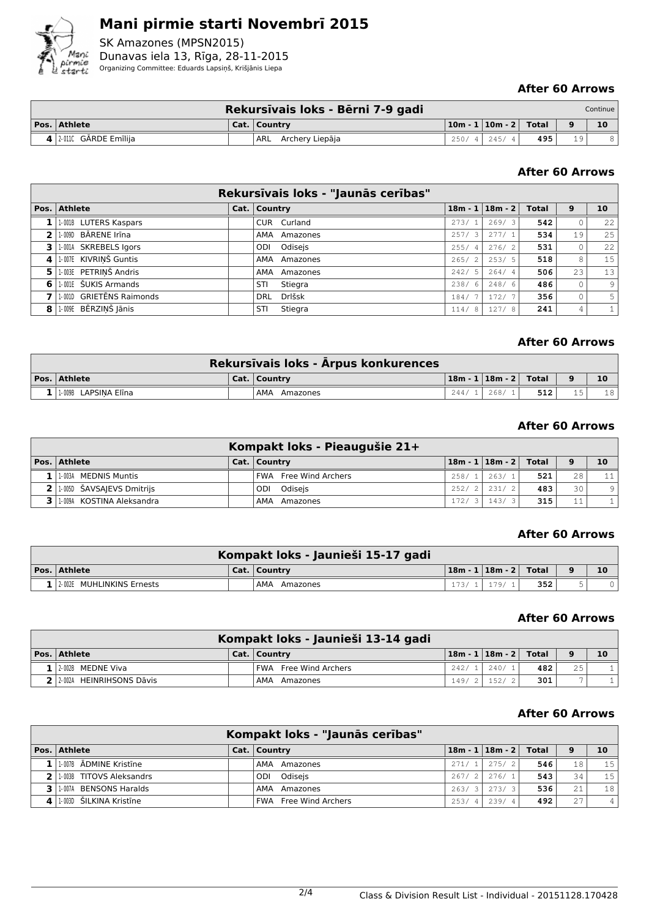# Mani pirmie starti Novembrī 2015

SK Amazones (MPSN2015)
Dunavas iela 13, Rīga, 28-11-2015
Organizing Committee: Eduards Lapsiņš, Krišjānis Liepa

**After 60 Arrows**

| Rekursīvais loks - Bērni 7-9 gadi | | | | | | | | Continue |
|---|---|---|---|---|---|---|---|---|
| **Pos.** | **Athlete** | **Cat.** | **Country** | **10m - 1** | **10m - 2** | **Total** | **9** | **10** |
| 4 | 2-011C GĀRDE Emīlija | | ARL Archery Liepāja | 250/ 4 | 245/ 4 | **495** | 19 | 8 |

**After 60 Arrows**

| Rekursīvais loks - "Jaunās cerības" | | | | | | | | |
|---|---|---|---|---|---|---|---|---|
| **Pos.** | **Athlete** | **Cat.** | **Country** | **18m - 1** | **18m - 2** | **Total** | **9** | **10** |
| 1 | 1-001B LUTERS Kaspars | | CUR Curland | 273/ 1 | 269/ 3 | **542** | 0 | 22 |
| 2 | 1-009D BĀRENE Irīna | | AMA Amazones | 257/ 3 | 277/ 1 | **534** | 19 | 25 |
| 3 | 1-001A SKREBELS Igors | | ODI Odisejs | 255/ 4 | 276/ 2 | **531** | 0 | 22 |
| 4 | 1-007E KIVRIŅŠ Guntis | | AMA Amazones | 265/ 2 | 253/ 5 | **518** | 8 | 15 |
| 5 | 1-003E PETRIŅŠ Andris | | AMA Amazones | 242/ 5 | 264/ 4 | **506** | 23 | 13 |
| 6 | 1-001E ŠUKIS Armands | | STI Stiegra | 238/ 6 | 248/ 6 | **486** | 0 | 9 |
| 7 | 1-001D GRIETĒNS Raimonds | | DRL Drlšsk | 184/ 7 | 172/ 7 | **356** | 0 | 5 |
| 8 | 1-009E BĒRZIŅŠ Jānis | | STI Stiegra | 114/ 8 | 127/ 8 | **241** | 4 | 1 |

**After 60 Arrows**

| Rekursīvais loks - Ārpus konkurences | | | | | | | | |
|---|---|---|---|---|---|---|---|---|
| **Pos.** | **Athlete** | **Cat.** | **Country** | **18m - 1** | **18m - 2** | **Total** | **9** | **10** |
| 1 | 1-009B LAPSIŅA Elīna | | AMA Amazones | 244/ 1 | 268/ 1 | **512** | 15 | 18 |

**After 60 Arrows**

| Kompakt loks - Pieaugušie 21+ | | | | | | | | |
|---|---|---|---|---|---|---|---|---|
| **Pos.** | **Athlete** | **Cat.** | **Country** | **18m - 1** | **18m - 2** | **Total** | **9** | **10** |
| 1 | 1-003A MEDNIS Muntis | | FWA Free Wind Archers | 258/ 1 | 263/ 1 | **521** | 28 | 11 |
| 2 | 1-005D ŠAVSAJEVS Dmitrijs | | ODI Odisejs | 252/ 2 | 231/ 2 | **483** | 30 | 9 |
| 3 | 1-009A KOSTINA Aleksandra | | AMA Amazones | 172/ 3 | 143/ 3 | **315** | 11 | 1 |

**After 60 Arrows**

| Kompakt loks - Jaunieši 15-17 gadi | | | | | | | | |
|---|---|---|---|---|---|---|---|---|
| **Pos.** | **Athlete** | **Cat.** | **Country** | **18m - 1** | **18m - 2** | **Total** | **9** | **10** |
| 1 | 2-002E MUHLINKINS Ernests | | AMA Amazones | 173/ 1 | 179/ 1 | **352** | 5 | 0 |

**After 60 Arrows**

| Kompakt loks - Jaunieši 13-14 gadi | | | | | | | | |
|---|---|---|---|---|---|---|---|---|
| **Pos.** | **Athlete** | **Cat.** | **Country** | **18m - 1** | **18m - 2** | **Total** | **9** | **10** |
| 1 | 2-002B MEDNE Viva | | FWA Free Wind Archers | 242/ 1 | 240/ 1 | **482** | 25 | 1 |
| 2 | 2-002A HEINRIHSONS Dāvis | | AMA Amazones | 149/ 2 | 152/ 2 | **301** | 7 | 1 |

**After 60 Arrows**

| Kompakt loks - "Jaunās cerības" | | | | | | | | |
|---|---|---|---|---|---|---|---|---|
| **Pos.** | **Athlete** | **Cat.** | **Country** | **18m - 1** | **18m - 2** | **Total** | **9** | **10** |
| 1 | 1-007B ĀDMINE Kristīne | | AMA Amazones | 271/ 1 | 275/ 2 | **546** | 18 | 15 |
| 2 | 1-003B TITOVS Aleksandrs | | ODI Odisejs | 267/ 2 | 276/ 1 | **543** | 34 | 15 |
| 3 | 1-007A BENSONS Haralds | | AMA Amazones | 263/ 3 | 273/ 3 | **536** | 21 | 18 |
| 4 | 1-003D ŠILKINA Kristīne | | FWA Free Wind Archers | 253/ 4 | 239/ 4 | **492** | 27 | 4 |

Class & Division Result List - Individual - 20151128.170428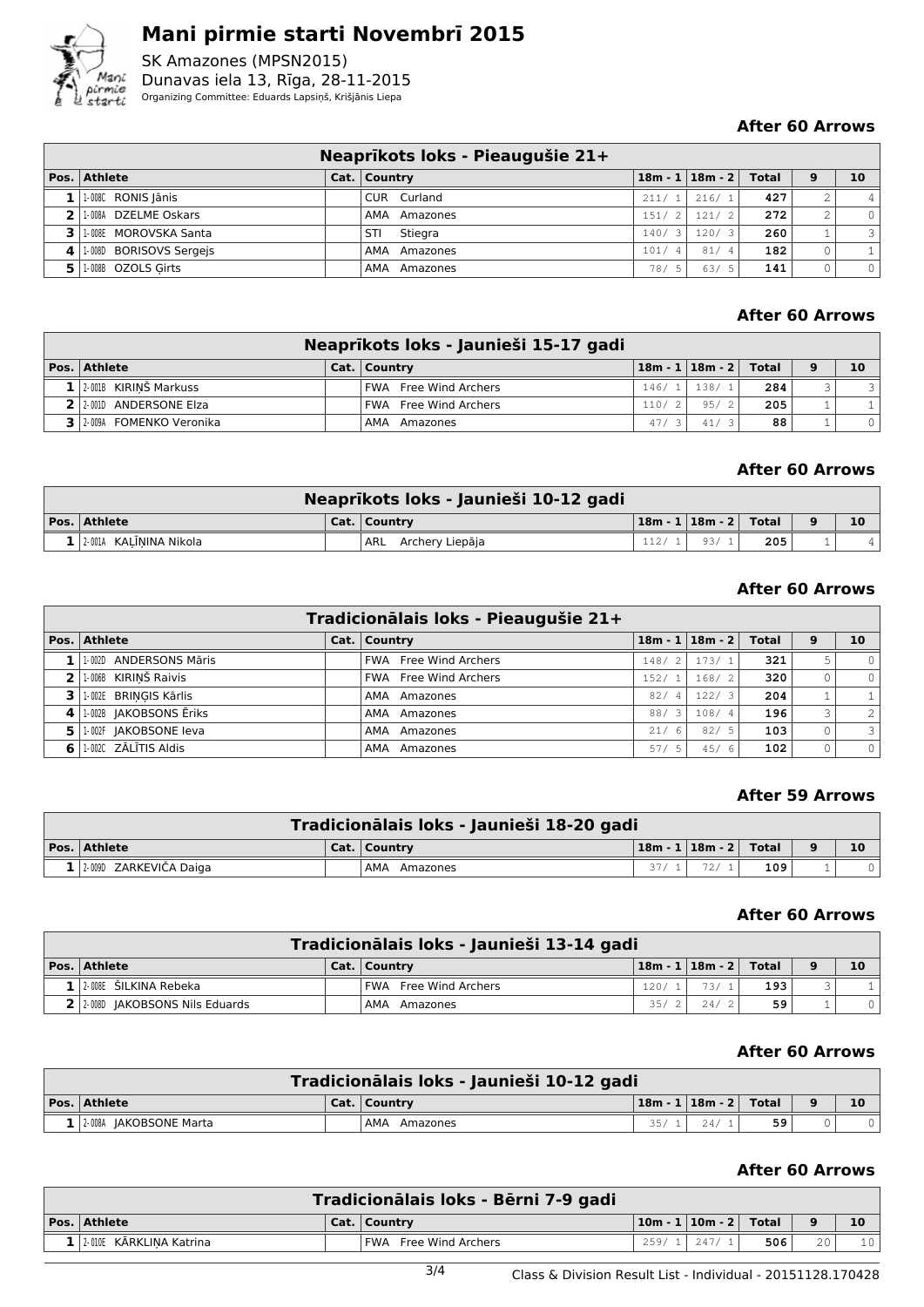# Mani pirmie starti Novembrī 2015

SK Amazones (MPSN2015)
Dunavas iela 13, Rīga, 28-11-2015
Organizing Committee: Eduards Lapsiņš, Krišjānis Liepa

**After 60 Arrows**

| Neaprīkots loks - Pieaugušie 21+ | | | | | | | | |
|---|---|---|---|---|---|---|---|---|
| Pos. | Athlete | Cat. | Country | 18m - 1 | 18m - 2 | Total | 9 | 10 |
| 1 | 1-008C RONIS Jānis | | CUR Curland | 211/ 1 | 216/ 1 | 427 | 2 | 4 |
| 2 | 1-008A DZELME Oskars | | AMA Amazones | 151/ 2 | 121/ 2 | 272 | 2 | 0 |
| 3 | 1-008E MOROVSKA Santa | | STI Stiegra | 140/ 3 | 120/ 3 | 260 | 1 | 3 |
| 4 | 1-008D BORISOVS Sergejs | | AMA Amazones | 101/ 4 | 81/ 4 | 182 | 0 | 1 |
| 5 | 1-008B OZOLS Ģirts | | AMA Amazones | 78/ 5 | 63/ 5 | 141 | 0 | 0 |

**After 60 Arrows**

| Neaprīkots loks - Jaunieši 15-17 gadi | | | | | | | | |
|---|---|---|---|---|---|---|---|---|
| Pos. | Athlete | Cat. | Country | 18m - 1 | 18m - 2 | Total | 9 | 10 |
| 1 | 2-001B KIRIŅŠ Markuss | | FWA Free Wind Archers | 146/ 1 | 138/ 1 | 284 | 3 | 3 |
| 2 | 2-001D ANDERSONE Elza | | FWA Free Wind Archers | 110/ 2 | 95/ 2 | 205 | 1 | 1 |
| 3 | 2-009A FOMENKO Veronika | | AMA Amazones | 47/ 3 | 41/ 3 | 88 | 1 | 0 |

**After 60 Arrows**

| Neaprīkots loks - Jaunieši 10-12 gadi | | | | | | | | |
|---|---|---|---|---|---|---|---|---|
| Pos. | Athlete | Cat. | Country | 18m - 1 | 18m - 2 | Total | 9 | 10 |
| 1 | 2-001A KAĻIŅINA Nikola | | ARL Archery Liepāja | 112/ 1 | 93/ 1 | 205 | 1 | 4 |

**After 60 Arrows**

| Tradicionālais loks - Pieaugušie 21+ | | | | | | | | |
|---|---|---|---|---|---|---|---|---|
| Pos. | Athlete | Cat. | Country | 18m - 1 | 18m - 2 | Total | 9 | 10 |
| 1 | 1-002D ANDERSONS Māris | | FWA Free Wind Archers | 148/ 2 | 173/ 1 | 321 | 5 | 0 |
| 2 | 1-006B KIRIŅŠ Raivis | | FWA Free Wind Archers | 152/ 1 | 168/ 2 | 320 | 0 | 0 |
| 3 | 1-002E BRIŅĢIS Kārlis | | AMA Amazones | 82/ 4 | 122/ 3 | 204 | 1 | 1 |
| 4 | 1-002B JAKOBSONS Ēriks | | AMA Amazones | 88/ 3 | 108/ 4 | 196 | 3 | 2 |
| 5 | 1-002F JAKOBSONE Ieva | | AMA Amazones | 21/ 6 | 82/ 5 | 103 | 0 | 3 |
| 6 | 1-002C ZĀLĪTIS Aldis | | AMA Amazones | 57/ 5 | 45/ 6 | 102 | 0 | 0 |

**After 59 Arrows**

| Tradicionālais loks - Jaunieši 18-20 gadi | | | | | | | | |
|---|---|---|---|---|---|---|---|---|
| Pos. | Athlete | Cat. | Country | 18m - 1 | 18m - 2 | Total | 9 | 10 |
| 1 | 2-009D ZARKEVIČA Daiga | | AMA Amazones | 37/ 1 | 72/ 1 | 109 | 1 | 0 |

**After 60 Arrows**

| Tradicionālais loks - Jaunieši 13-14 gadi | | | | | | | | |
|---|---|---|---|---|---|---|---|---|
| Pos. | Athlete | Cat. | Country | 18m - 1 | 18m - 2 | Total | 9 | 10 |
| 1 | 2-008E ŠILKINA Rebeka | | FWA Free Wind Archers | 120/ 1 | 73/ 1 | 193 | 3 | 1 |
| 2 | 2-008D JAKOBSONS Nils Eduards | | AMA Amazones | 35/ 2 | 24/ 2 | 59 | 1 | 0 |

**After 60 Arrows**

| Tradicionālais loks - Jaunieši 10-12 gadi | | | | | | | | |
|---|---|---|---|---|---|---|---|---|
| Pos. | Athlete | Cat. | Country | 18m - 1 | 18m - 2 | Total | 9 | 10 |
| 1 | 2-008A JAKOBSONE Marta | | AMA Amazones | 35/ 1 | 24/ 1 | 59 | 0 | 0 |

**After 60 Arrows**

| Tradicionālais loks - Bērni 7-9 gadi | | | | | | | | |
|---|---|---|---|---|---|---|---|---|
| Pos. | Athlete | Cat. | Country | 10m - 1 | 10m - 2 | Total | 9 | 10 |
| 1 | 2-010E KĀRKLIŅA Katrina | | FWA Free Wind Archers | 259/ 1 | 247/ 1 | 506 | 20 | 10 |

Class & Division Result List - Individual - 20151128.170428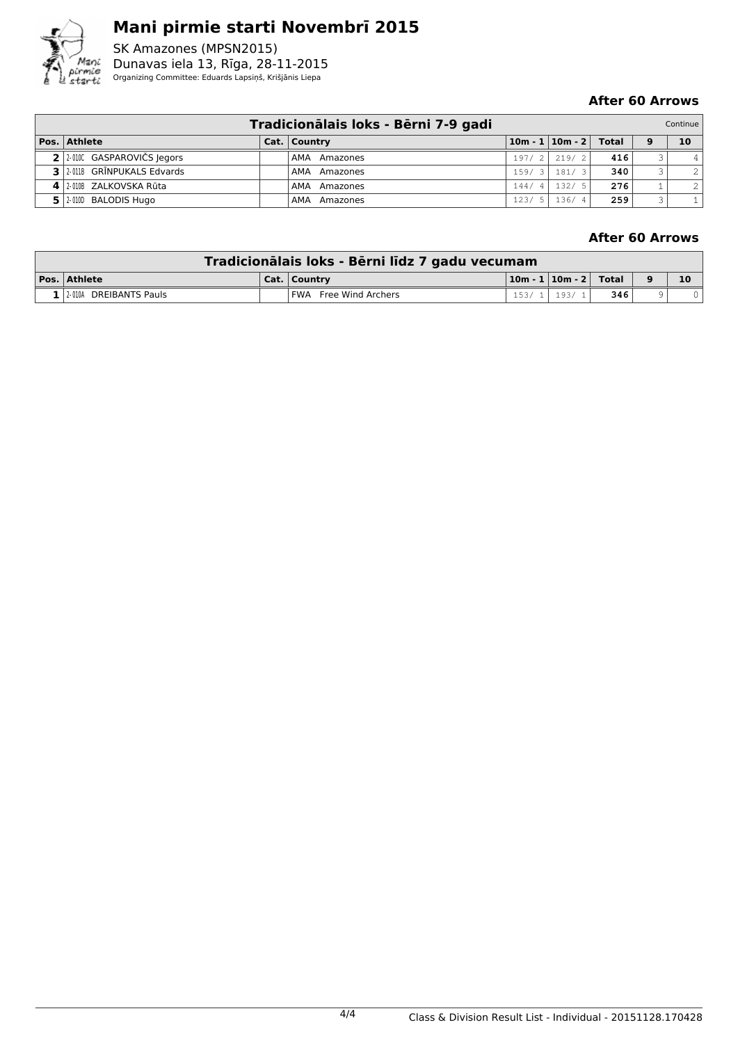# Mani pirmie starti Novembrī 2015

SK Amazones (MPSN2015)
Dunavas iela 13, Rīga, 28-11-2015
Organizing Committee: Eduards Lapsiņš, Krišjānis Liepa

**After 60 Arrows**

| Tradicionālais loks - Bērni 7-9 gadi | | | | | | | | Continue |
|---|---|---|---|---|---|---|---|---|
| Pos. | Athlete | Cat. | Country | 10m - 1 | 10m - 2 | Total | 9 | 10 |
| 2 | 2-010C GASPAROVIČS Jegors | | AMA Amazones | 197/ 2 | 219/ 2 | 416 | 3 | 4 |
| 3 | 2-011B GRĪNPUKALS Edvards | | AMA Amazones | 159/ 3 | 181/ 3 | 340 | 3 | 2 |
| 4 | 2-010B ZALKOVSKA Rūta | | AMA Amazones | 144/ 4 | 132/ 5 | 276 | 1 | 2 |
| 5 | 2-010D BALODIS Hugo | | AMA Amazones | 123/ 5 | 136/ 4 | 259 | 3 | 1 |

**After 60 Arrows**

| Tradicionālais loks - Bērni līdz 7 gadu vecumam | | | | | | | | |
|---|---|---|---|---|---|---|---|---|
| Pos. | Athlete | Cat. | Country | 10m - 1 | 10m - 2 | Total | 9 | 10 |
| 1 | 2-010A DREIBANTS Pauls | | FWA Free Wind Archers | 153/ 1 | 193/ 1 | 346 | 9 | 0 |

Class & Division Result List - Individual - 20151128.170428